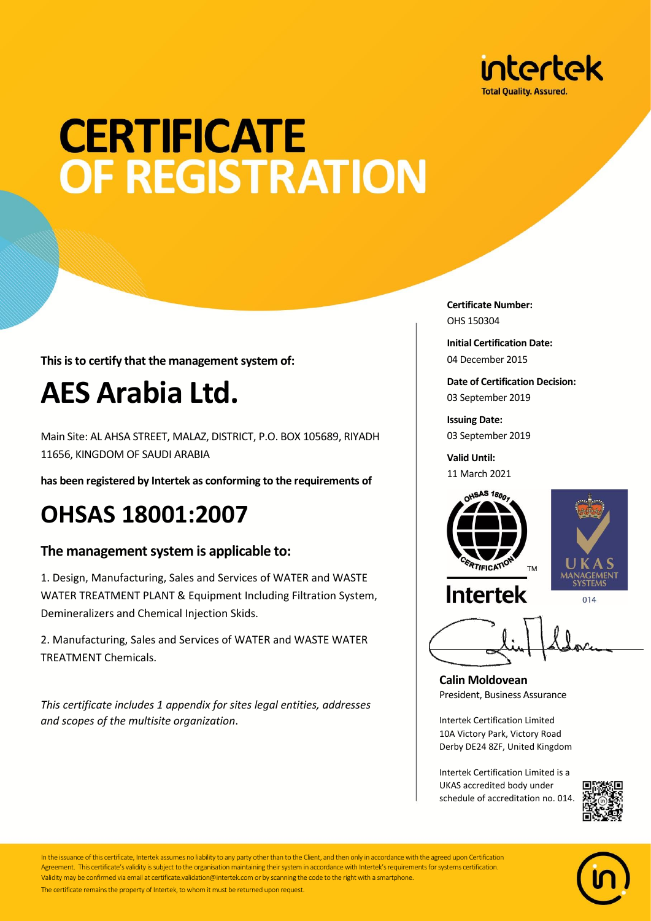intertek
Total Quality. Assured.

# CERTIFICATE OF REGISTRATION

**This is to certify that the management system of:**

# AES Arabia Ltd.

Main Site: AL AHSA STREET, MALAZ, DISTRICT, P.O. BOX 105689, RIYADH 11656, KINGDOM OF SAUDI ARABIA

**has been registered by Intertek as conforming to the requirements of**

# OHSAS 18001:2007

## The management system is applicable to:

1. Design, Manufacturing, Sales and Services of WATER and WASTE WATER TREATMENT PLANT & Equipment Including Filtration System, Demineralizers and Chemical Injection Skids.

2. Manufacturing, Sales and Services of WATER and WASTE WATER TREATMENT Chemicals.

*This certificate includes 1 appendix for sites legal entities, addresses and scopes of the multisite organization.*

**Certificate Number:**
OHS 150304

**Initial Certification Date:**
04 December 2015

**Date of Certification Decision:**
03 September 2019

**Issuing Date:**
03 September 2019

**Valid Until:**
11 March 2021

OHSAS 18001 CERTIFICATION TM

Intertek

UKAS MANAGEMENT SYSTEMS
014

**Calin Moldovean**
President, Business Assurance

Intertek Certification Limited
10A Victory Park, Victory Road
Derby DE24 8ZF, United Kingdom

Intertek Certification Limited is a UKAS accredited body under schedule of accreditation no. 014.

In the issuance of this certificate, Intertek assumes no liability to any party other than to the Client, and then only in accordance with the agreed upon Certification Agreement. This certificate's validity is subject to the organisation maintaining their system in accordance with Intertek's requirements for systems certification. Validity may be confirmed via email at certificate.validation@intertek.com or by scanning the code to the right with a smartphone.
The certificate remains the property of Intertek, to whom it must be returned upon request.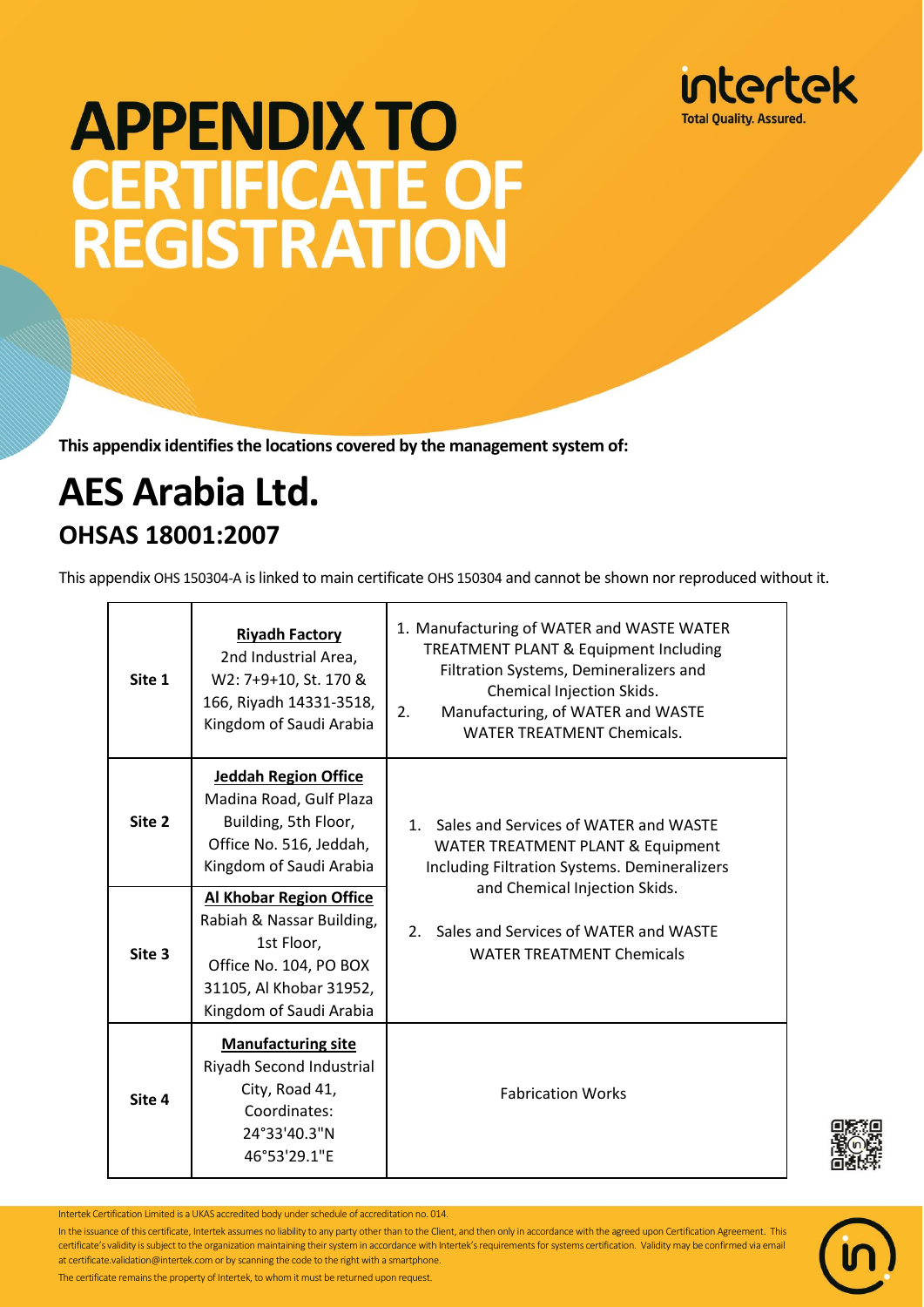# APPENDIX TO CERTIFICATE OF REGISTRATION

intertek
Total Quality. Assured.

**This appendix identifies the locations covered by the management system of:**

# AES Arabia Ltd.

## OHSAS 18001:2007

This appendix OHS 150304-A is linked to main certificate OHS 150304 and cannot be shown nor reproduced without it.

| | | |
|---|---|---|
| **Site 1** | **Riyadh Factory**<br>2nd Industrial Area, W2: 7+9+10, St. 170 & 166, Riyadh 14331-3518, Kingdom of Saudi Arabia | 1. Manufacturing of WATER and WASTE WATER TREATMENT PLANT & Equipment Including Filtration Systems, Demineralizers and Chemical Injection Skids.<br>2. Manufacturing, of WATER and WASTE WATER TREATMENT Chemicals. |
| **Site 2** | **Jeddah Region Office**<br>Madina Road, Gulf Plaza Building, 5th Floor, Office No. 516, Jeddah, Kingdom of Saudi Arabia | 1. Sales and Services of WATER and WASTE WATER TREATMENT PLANT & Equipment Including Filtration Systems. Demineralizers and Chemical Injection Skids.<br>2. Sales and Services of WATER and WASTE WATER TREATMENT Chemicals |
| **Site 3** | **Al Khobar Region Office**<br>Rabiah & Nassar Building, 1st Floor, Office No. 104, PO BOX 31105, Al Khobar 31952, Kingdom of Saudi Arabia | |
| **Site 4** | **Manufacturing site**<br>Riyadh Second Industrial City, Road 41, Coordinates: 24°33'40.3"N 46°53'29.1"E | Fabrication Works |

Intertek Certification Limited is a UKAS accredited body under schedule of accreditation no. 014.

In the issuance of this certificate, Intertek assumes no liability to any party other than to the Client, and then only in accordance with the agreed upon Certification Agreement. This certificate's validity is subject to the organization maintaining their system in accordance with Intertek's requirements for systems certification. Validity may be confirmed via email at certificate.validation@intertek.com or by scanning the code to the right with a smartphone.

The certificate remains the property of Intertek, to whom it must be returned upon request.